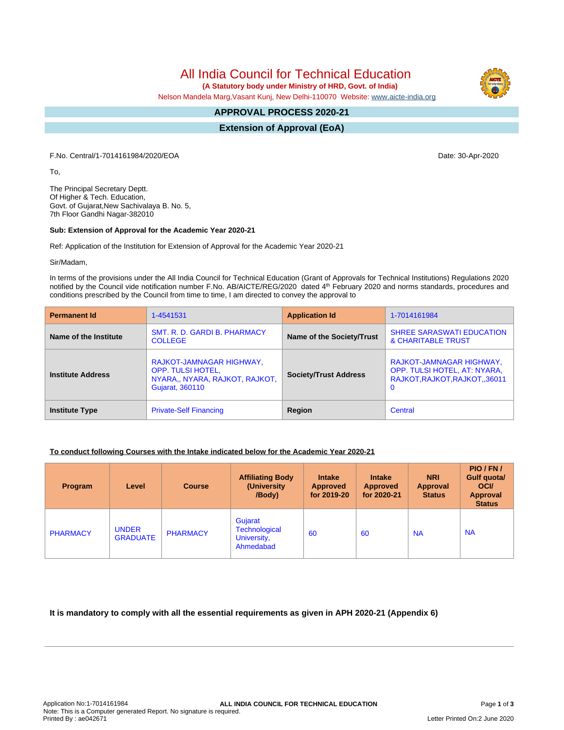# All India Council for Technical Education

**(A Statutory body under Ministry of HRD, Govt. of India)**

Nelson Mandela Marg,Vasant Kunj, New Delhi-110070 Website: www.aicte-india.org

## APPROVAL PROCESS 2020-21

## Extension of Approval (EoA)

F.No. Central/1-7014161984/2020/EOA

Date: 30-Apr-2020

To,

The Principal Secretary Deptt.
Of Higher & Tech. Education,
Govt. of Gujarat,New Sachivalaya B. No. 5,
7th Floor Gandhi Nagar-382010

**Sub: Extension of Approval for the Academic Year 2020-21**

Ref: Application of the Institution for Extension of Approval for the Academic Year 2020-21

Sir/Madam,

In terms of the provisions under the All India Council for Technical Education (Grant of Approvals for Technical Institutions) Regulations 2020 notified by the Council vide notification number F.No. AB/AICTE/REG/2020 dated 4th February 2020 and norms standards, procedures and conditions prescribed by the Council from time to time, I am directed to convey the approval to

| Permanent Id | 1-4541531 | Application Id | 1-7014161984 |
|---|---|---|---|
| Name of the Institute | SMT. R. D. GARDI B. PHARMACY COLLEGE | Name of the Society/Trust | SHREE SARASWATI EDUCATION & CHARITABLE TRUST |
| Institute Address | RAJKOT-JAMNAGAR HIGHWAY, OPP. TULSI HOTEL, NYARA,, NYARA, RAJKOT, RAJKOT, Gujarat, 360110 | Society/Trust Address | RAJKOT-JAMNAGAR HIGHWAY, OPP. TULSI HOTEL, AT: NYARA, RAJKOT,RAJKOT,RAJKOT,,360110 |
| Institute Type | Private-Self Financing | Region | Central |

**To conduct following Courses with the Intake indicated below for the Academic Year 2020-21**

| Program | Level | Course | Affiliating Body (University /Body) | Intake Approved for 2019-20 | Intake Approved for 2020-21 | NRI Approval Status | PIO / FN / Gulf quota/ OCI/ Approval Status |
|---|---|---|---|---|---|---|---|
| PHARMACY | UNDER GRADUATE | PHARMACY | Gujarat Technological University, Ahmedabad | 60 | 60 | NA | NA |

**It is mandatory to comply with all the essential requirements as given in APH 2020-21 (Appendix 6)**

Application No:1-7014161984
Note: This is a Computer generated Report. No signature is required.
Printed By : ae042671

Letter Printed On:2 June 2020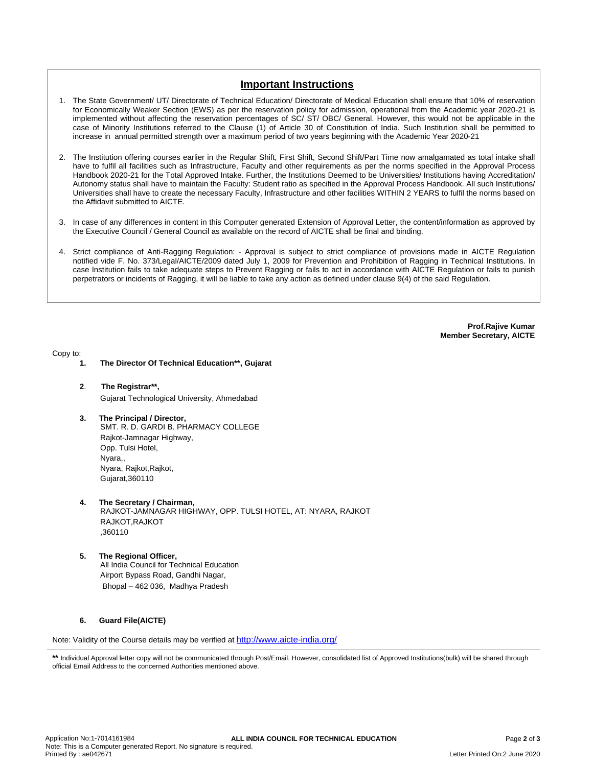## Important Instructions

1. The State Government/ UT/ Directorate of Technical Education/ Directorate of Medical Education shall ensure that 10% of reservation for Economically Weaker Section (EWS) as per the reservation policy for admission, operational from the Academic year 2020-21 is implemented without affecting the reservation percentages of SC/ ST/ OBC/ General. However, this would not be applicable in the case of Minority Institutions referred to the Clause (1) of Article 30 of Constitution of India. Such Institution shall be permitted to increase in annual permitted strength over a maximum period of two years beginning with the Academic Year 2020-21

2. The Institution offering courses earlier in the Regular Shift, First Shift, Second Shift/Part Time now amalgamated as total intake shall have to fulfil all facilities such as Infrastructure, Faculty and other requirements as per the norms specified in the Approval Process Handbook 2020-21 for the Total Approved Intake. Further, the Institutions Deemed to be Universities/ Institutions having Accreditation/ Autonomy status shall have to maintain the Faculty: Student ratio as specified in the Approval Process Handbook. All such Institutions/ Universities shall have to create the necessary Faculty, Infrastructure and other facilities WITHIN 2 YEARS to fulfil the norms based on the Affidavit submitted to AICTE.

3. In case of any differences in content in this Computer generated Extension of Approval Letter, the content/information as approved by the Executive Council / General Council as available on the record of AICTE shall be final and binding.

4. Strict compliance of Anti-Ragging Regulation: - Approval is subject to strict compliance of provisions made in AICTE Regulation notified vide F. No. 373/Legal/AICTE/2009 dated July 1, 2009 for Prevention and Prohibition of Ragging in Technical Institutions. In case Institution fails to take adequate steps to Prevent Ragging or fails to act in accordance with AICTE Regulation or fails to punish perpetrators or incidents of Ragging, it will be liable to take any action as defined under clause 9(4) of the said Regulation.

**Prof.Rajive Kumar**
**Member Secretary, AICTE**

Copy to:

1. **The Director Of Technical Education\*\*, Gujarat**

2. **The Registrar\*\*,**
   Gujarat Technological University, Ahmedabad

3. **The Principal / Director,**
   SMT. R. D. GARDI B. PHARMACY COLLEGE
   Rajkot-Jamnagar Highway,
   Opp. Tulsi Hotel,
   Nyara,,
   Nyara, Rajkot,Rajkot,
   Gujarat,360110

4. **The Secretary / Chairman,**
   RAJKOT-JAMNAGAR HIGHWAY, OPP. TULSI HOTEL, AT: NYARA, RAJKOT
   RAJKOT,RAJKOT
   ,360110

5. **The Regional Officer,**
   All India Council for Technical Education
   Airport Bypass Road, Gandhi Nagar,
   Bhopal – 462 036, Madhya Pradesh

6. **Guard File(AICTE)**

Note: Validity of the Course details may be verified at http://www.aicte-india.org/

**\*\*** Individual Approval letter copy will not be communicated through Post/Email. However, consolidated list of Approved Institutions(bulk) will be shared through official Email Address to the concerned Authorities mentioned above.

Application No:1-7014161984
Note: This is a Computer generated Report. No signature is required.
Printed By : ae042671
Letter Printed On:2 June 2020